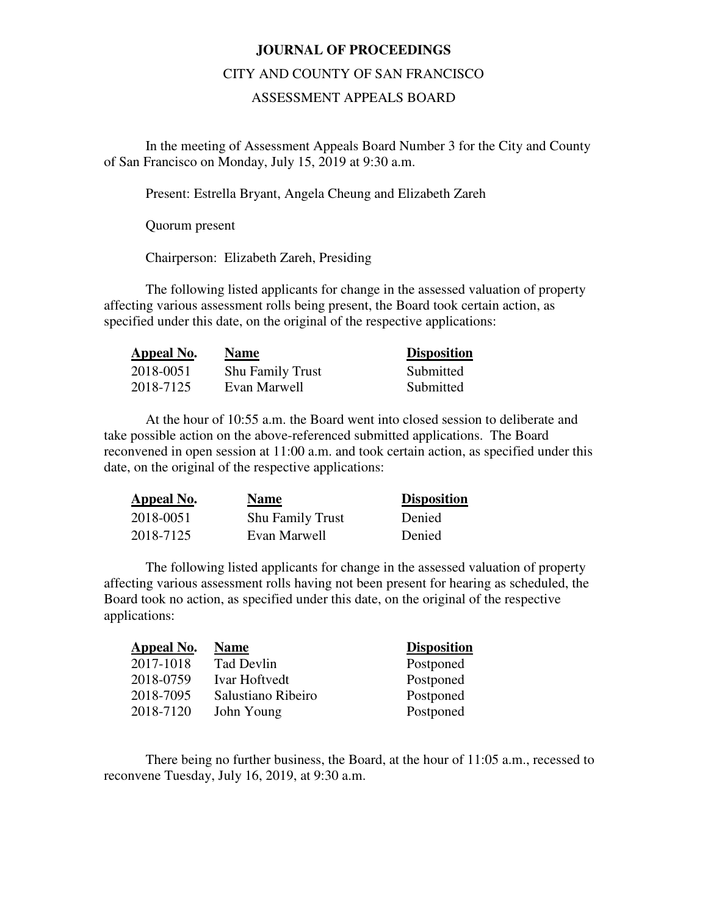# JOURNAL OF PROCEEDINGS

## CITY AND COUNTY OF SAN FRANCISCO

## ASSESSMENT APPEALS BOARD

In the meeting of Assessment Appeals Board Number 3 for the City and County of San Francisco on Monday, July 15, 2019 at 9:30 a.m.

Present: Estrella Bryant, Angela Cheung and Elizabeth Zareh

Quorum present

Chairperson: Elizabeth Zareh, Presiding

The following listed applicants for change in the assessed valuation of property affecting various assessment rolls being present, the Board took certain action, as specified under this date, on the original of the respective applications:

| Appeal No. | Name | Disposition |
|---|---|---|
| 2018-0051 | Shu Family Trust | Submitted |
| 2018-7125 | Evan Marwell | Submitted |

At the hour of 10:55 a.m. the Board went into closed session to deliberate and take possible action on the above-referenced submitted applications. The Board reconvened in open session at 11:00 a.m. and took certain action, as specified under this date, on the original of the respective applications:

| Appeal No. | Name | Disposition |
|---|---|---|
| 2018-0051 | Shu Family Trust | Denied |
| 2018-7125 | Evan Marwell | Denied |

The following listed applicants for change in the assessed valuation of property affecting various assessment rolls having not been present for hearing as scheduled, the Board took no action, as specified under this date, on the original of the respective applications:

| Appeal No. | Name | Disposition |
|---|---|---|
| 2017-1018 | Tad Devlin | Postponed |
| 2018-0759 | Ivar Hoftvedt | Postponed |
| 2018-7095 | Salustiano Ribeiro | Postponed |
| 2018-7120 | John Young | Postponed |

There being no further business, the Board, at the hour of 11:05 a.m., recessed to reconvene Tuesday, July 16, 2019, at 9:30 a.m.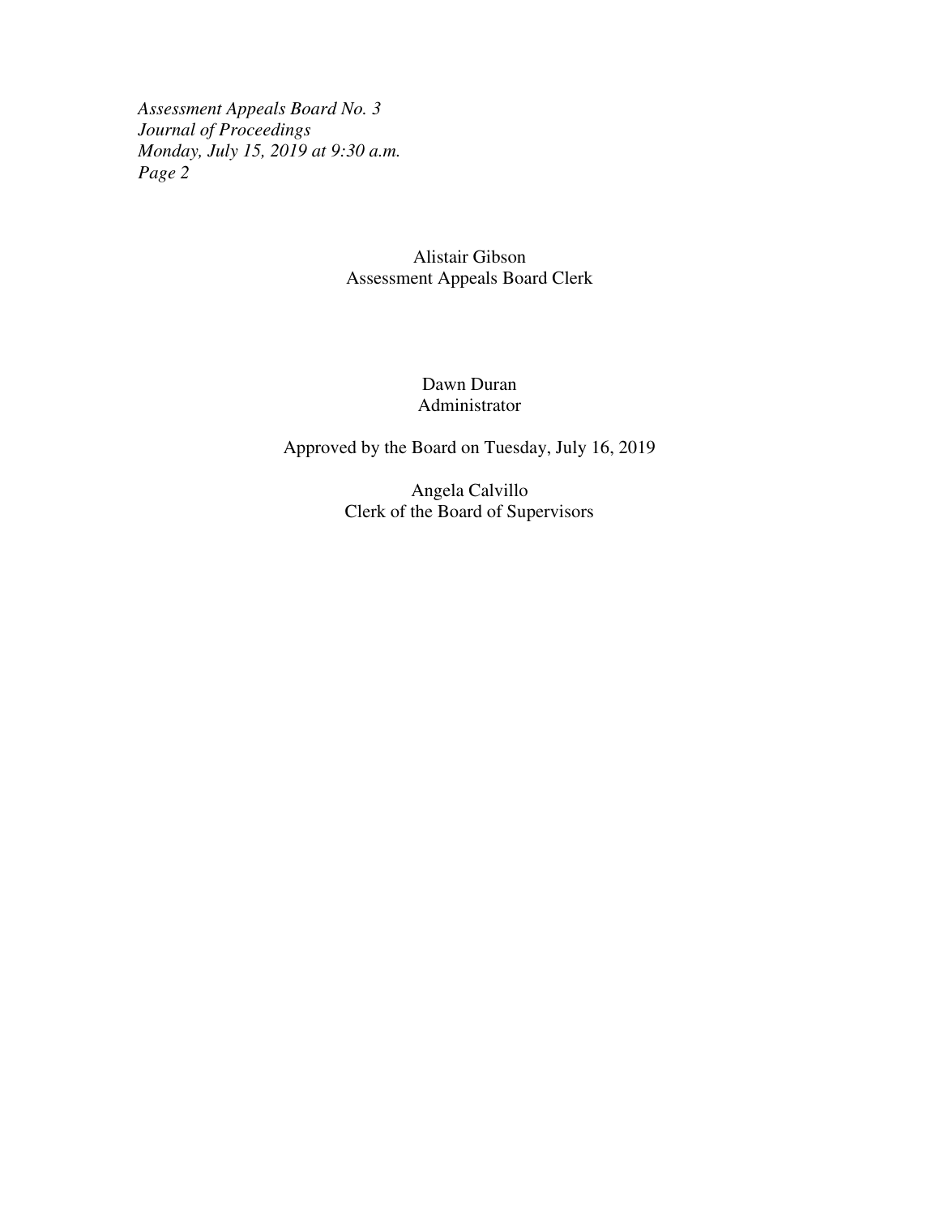Alistair Gibson
Assessment Appeals Board Clerk

Dawn Duran
Administrator

Approved by the Board on Tuesday, July 16, 2019

Angela Calvillo
Clerk of the Board of Supervisors